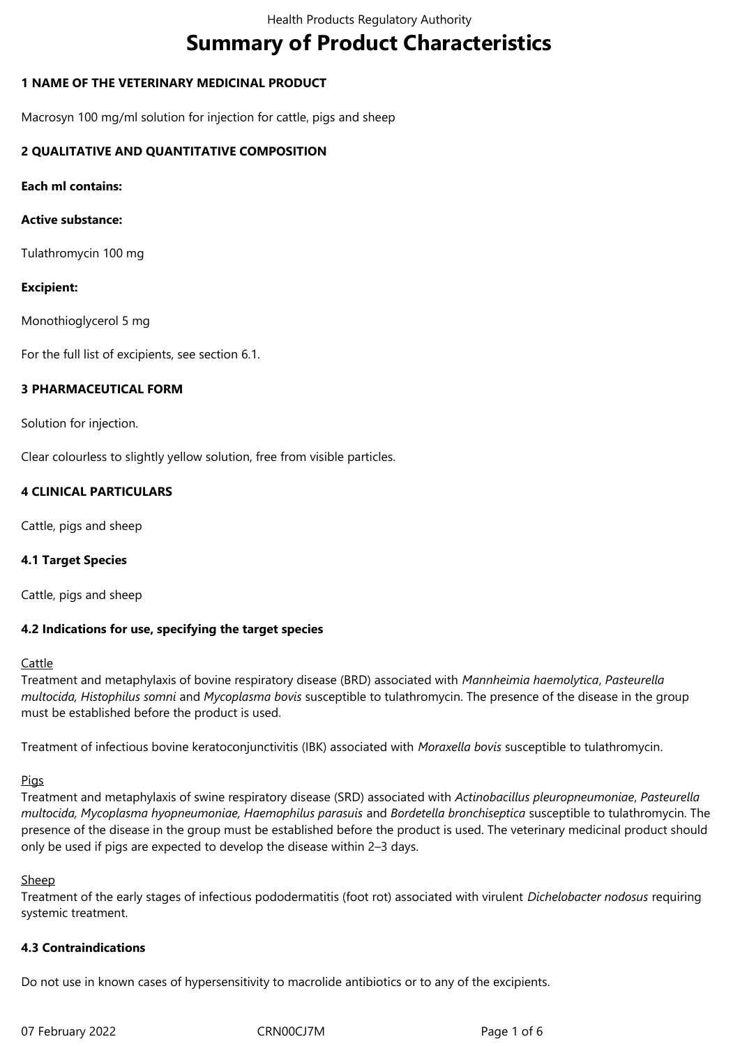# Summary of Product Characteristics

## 1 NAME OF THE VETERINARY MEDICINAL PRODUCT

Macrosyn 100 mg/ml solution for injection for cattle, pigs and sheep

## 2 QUALITATIVE AND QUANTITATIVE COMPOSITION

**Each ml contains:**

**Active substance:**

Tulathromycin 100 mg

**Excipient:**

Monothioglycerol 5 mg

For the full list of excipients, see section 6.1.

## 3 PHARMACEUTICAL FORM

Solution for injection.

Clear colourless to slightly yellow solution, free from visible particles.

## 4 CLINICAL PARTICULARS

Cattle, pigs and sheep

### 4.1 Target Species

Cattle, pigs and sheep

### 4.2 Indications for use, specifying the target species

Cattle
Treatment and metaphylaxis of bovine respiratory disease (BRD) associated with *Mannheimia haemolytica*, *Pasteurella multocida, Histophilus somni* and *Mycoplasma bovis* susceptible to tulathromycin. The presence of the disease in the group must be established before the product is used.

Treatment of infectious bovine keratoconjunctivitis (IBK) associated with *Moraxella bovis* susceptible to tulathromycin.

Pigs
Treatment and metaphylaxis of swine respiratory disease (SRD) associated with *Actinobacillus pleuropneumoniae*, *Pasteurella multocida, Mycoplasma hyopneumoniae, Haemophilus parasuis* and *Bordetella bronchiseptica* susceptible to tulathromycin. The presence of the disease in the group must be established before the product is used. The veterinary medicinal product should only be used if pigs are expected to develop the disease within 2–3 days.

Sheep
Treatment of the early stages of infectious pododermatitis (foot rot) associated with virulent *Dichelobacter nodosus* requiring systemic treatment.

### 4.3 Contraindications

Do not use in known cases of hypersensitivity to macrolide antibiotics or to any of the excipients.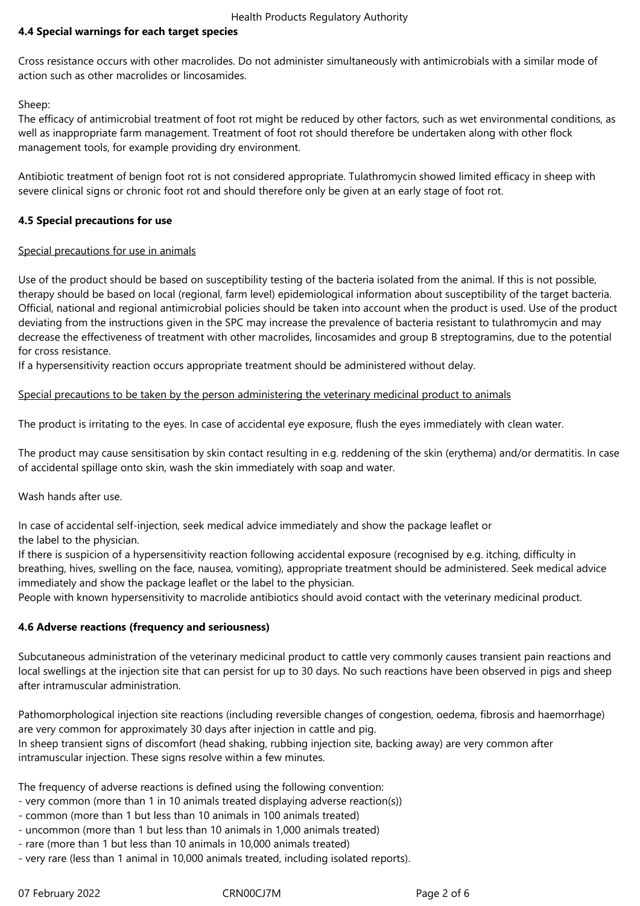### 4.4 Special warnings for each target species

Cross resistance occurs with other macrolides. Do not administer simultaneously with antimicrobials with a similar mode of action such as other macrolides or lincosamides.

Sheep:
The efficacy of antimicrobial treatment of foot rot might be reduced by other factors, such as wet environmental conditions, as well as inappropriate farm management. Treatment of foot rot should therefore be undertaken along with other flock management tools, for example providing dry environment.

Antibiotic treatment of benign foot rot is not considered appropriate. Tulathromycin showed limited efficacy in sheep with severe clinical signs or chronic foot rot and should therefore only be given at an early stage of foot rot.

### 4.5 Special precautions for use

Special precautions for use in animals

Use of the product should be based on susceptibility testing of the bacteria isolated from the animal. If this is not possible, therapy should be based on local (regional, farm level) epidemiological information about susceptibility of the target bacteria. Official, national and regional antimicrobial policies should be taken into account when the product is used. Use of the product deviating from the instructions given in the SPC may increase the prevalence of bacteria resistant to tulathromycin and may decrease the effectiveness of treatment with other macrolides, lincosamides and group B streptogramins, due to the potential for cross resistance.
If a hypersensitivity reaction occurs appropriate treatment should be administered without delay.

Special precautions to be taken by the person administering the veterinary medicinal product to animals

The product is irritating to the eyes. In case of accidental eye exposure, flush the eyes immediately with clean water.

The product may cause sensitisation by skin contact resulting in e.g. reddening of the skin (erythema) and/or dermatitis. In case of accidental spillage onto skin, wash the skin immediately with soap and water.

Wash hands after use.

In case of accidental self-injection, seek medical advice immediately and show the package leaflet or the label to the physician.
If there is suspicion of a hypersensitivity reaction following accidental exposure (recognised by e.g. itching, difficulty in breathing, hives, swelling on the face, nausea, vomiting), appropriate treatment should be administered. Seek medical advice immediately and show the package leaflet or the label to the physician.
People with known hypersensitivity to macrolide antibiotics should avoid contact with the veterinary medicinal product.

### 4.6 Adverse reactions (frequency and seriousness)

Subcutaneous administration of the veterinary medicinal product to cattle very commonly causes transient pain reactions and local swellings at the injection site that can persist for up to 30 days. No such reactions have been observed in pigs and sheep after intramuscular administration.

Pathomorphological injection site reactions (including reversible changes of congestion, oedema, fibrosis and haemorrhage) are very common for approximately 30 days after injection in cattle and pig.
In sheep transient signs of discomfort (head shaking, rubbing injection site, backing away) are very common after intramuscular injection. These signs resolve within a few minutes.

The frequency of adverse reactions is defined using the following convention:
- very common (more than 1 in 10 animals treated displaying adverse reaction(s))
- common (more than 1 but less than 10 animals in 100 animals treated)
- uncommon (more than 1 but less than 10 animals in 1,000 animals treated)
- rare (more than 1 but less than 10 animals in 10,000 animals treated)
- very rare (less than 1 animal in 10,000 animals treated, including isolated reports).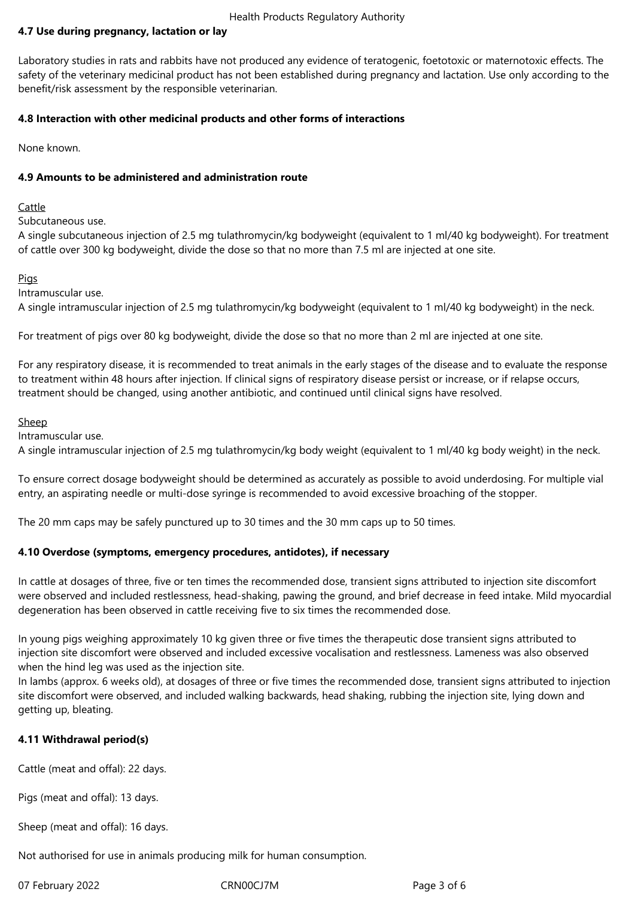**4.7 Use during pregnancy, lactation or lay**

Laboratory studies in rats and rabbits have not produced any evidence of teratogenic, foetotoxic or maternotoxic effects. The safety of the veterinary medicinal product has not been established during pregnancy and lactation. Use only according to the benefit/risk assessment by the responsible veterinarian.

**4.8 Interaction with other medicinal products and other forms of interactions**

None known.

**4.9 Amounts to be administered and administration route**

Cattle

Subcutaneous use.

A single subcutaneous injection of 2.5 mg tulathromycin/kg bodyweight (equivalent to 1 ml/40 kg bodyweight). For treatment of cattle over 300 kg bodyweight, divide the dose so that no more than 7.5 ml are injected at one site.

Pigs

Intramuscular use.

A single intramuscular injection of 2.5 mg tulathromycin/kg bodyweight (equivalent to 1 ml/40 kg bodyweight) in the neck.

For treatment of pigs over 80 kg bodyweight, divide the dose so that no more than 2 ml are injected at one site.

For any respiratory disease, it is recommended to treat animals in the early stages of the disease and to evaluate the response to treatment within 48 hours after injection. If clinical signs of respiratory disease persist or increase, or if relapse occurs, treatment should be changed, using another antibiotic, and continued until clinical signs have resolved.

Sheep

Intramuscular use.

A single intramuscular injection of 2.5 mg tulathromycin/kg body weight (equivalent to 1 ml/40 kg body weight) in the neck.

To ensure correct dosage bodyweight should be determined as accurately as possible to avoid underdosing. For multiple vial entry, an aspirating needle or multi-dose syringe is recommended to avoid excessive broaching of the stopper.

The 20 mm caps may be safely punctured up to 30 times and the 30 mm caps up to 50 times.

**4.10 Overdose (symptoms, emergency procedures, antidotes), if necessary**

In cattle at dosages of three, five or ten times the recommended dose, transient signs attributed to injection site discomfort were observed and included restlessness, head-shaking, pawing the ground, and brief decrease in feed intake. Mild myocardial degeneration has been observed in cattle receiving five to six times the recommended dose.

In young pigs weighing approximately 10 kg given three or five times the therapeutic dose transient signs attributed to injection site discomfort were observed and included excessive vocalisation and restlessness. Lameness was also observed when the hind leg was used as the injection site.

In lambs (approx. 6 weeks old), at dosages of three or five times the recommended dose, transient signs attributed to injection site discomfort were observed, and included walking backwards, head shaking, rubbing the injection site, lying down and getting up, bleating.

**4.11 Withdrawal period(s)**

Cattle (meat and offal): 22 days.

Pigs (meat and offal): 13 days.

Sheep (meat and offal): 16 days.

Not authorised for use in animals producing milk for human consumption.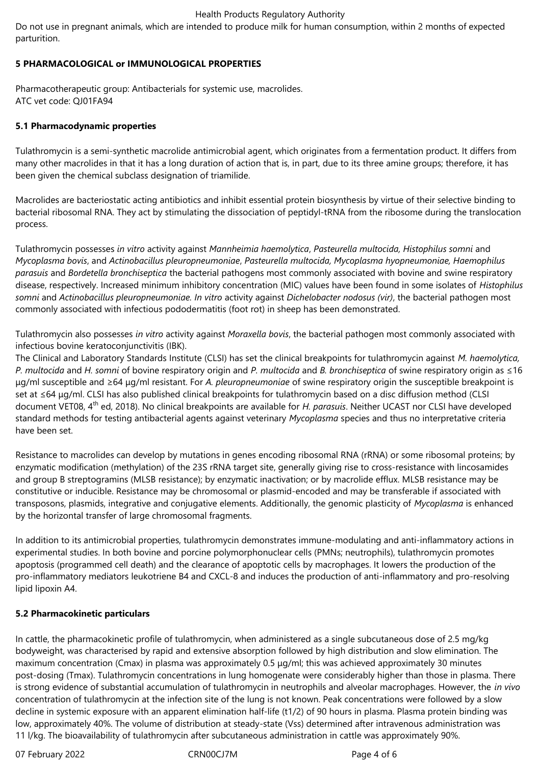Do not use in pregnant animals, which are intended to produce milk for human consumption, within 2 months of expected parturition.

## 5 PHARMACOLOGICAL or IMMUNOLOGICAL PROPERTIES

Pharmacotherapeutic group: Antibacterials for systemic use, macrolides.
ATC vet code: QJ01FA94

### 5.1 Pharmacodynamic properties

Tulathromycin is a semi-synthetic macrolide antimicrobial agent, which originates from a fermentation product. It differs from many other macrolides in that it has a long duration of action that is, in part, due to its three amine groups; therefore, it has been given the chemical subclass designation of triamilide.

Macrolides are bacteriostatic acting antibiotics and inhibit essential protein biosynthesis by virtue of their selective binding to bacterial ribosomal RNA. They act by stimulating the dissociation of peptidyl-tRNA from the ribosome during the translocation process.

Tulathromycin possesses *in vitro* activity against *Mannheimia haemolytica*, *Pasteurella multocida, Histophilus somni* and *Mycoplasma bovis*, and *Actinobacillus pleuropneumoniae*, *Pasteurella multocida, Mycoplasma hyopneumoniae, Haemophilus parasuis* and *Bordetella bronchiseptica* the bacterial pathogens most commonly associated with bovine and swine respiratory disease, respectively. Increased minimum inhibitory concentration (MIC) values have been found in some isolates of *Histophilus somni* and *Actinobacillus pleuropneumoniae. In vitro* activity against *Dichelobacter nodosus (vir)*, the bacterial pathogen most commonly associated with infectious pododermatitis (foot rot) in sheep has been demonstrated.

Tulathromycin also possesses *in vitro* activity against *Moraxella bovis*, the bacterial pathogen most commonly associated with infectious bovine keratoconjunctivitis (IBK).
The Clinical and Laboratory Standards Institute (CLSI) has set the clinical breakpoints for tulathromycin against *M. haemolytica, P. multocida* and *H. somni* of bovine respiratory origin and *P. multocida* and *B. bronchiseptica* of swine respiratory origin as ≤16 µg/ml susceptible and ≥64 µg/ml resistant. For *A. pleuropneumoniae* of swine respiratory origin the susceptible breakpoint is set at ≤64 µg/ml. CLSI has also published clinical breakpoints for tulathromycin based on a disc diffusion method (CLSI document VET08, 4th ed, 2018). No clinical breakpoints are available for *H. parasuis*. Neither UCAST nor CLSI have developed standard methods for testing antibacterial agents against veterinary *Mycoplasma* species and thus no interpretative criteria have been set.

Resistance to macrolides can develop by mutations in genes encoding ribosomal RNA (rRNA) or some ribosomal proteins; by enzymatic modification (methylation) of the 23S rRNA target site, generally giving rise to cross-resistance with lincosamides and group B streptogramins (MLSB resistance); by enzymatic inactivation; or by macrolide efflux. MLSB resistance may be constitutive or inducible. Resistance may be chromosomal or plasmid-encoded and may be transferable if associated with transposons, plasmids, integrative and conjugative elements. Additionally, the genomic plasticity of *Mycoplasma* is enhanced by the horizontal transfer of large chromosomal fragments.

In addition to its antimicrobial properties, tulathromycin demonstrates immune-modulating and anti-inflammatory actions in experimental studies. In both bovine and porcine polymorphonuclear cells (PMNs; neutrophils), tulathromycin promotes apoptosis (programmed cell death) and the clearance of apoptotic cells by macrophages. It lowers the production of the pro-inflammatory mediators leukotriene B4 and CXCL-8 and induces the production of anti-inflammatory and pro-resolving lipid lipoxin A4.

### 5.2 Pharmacokinetic particulars

In cattle, the pharmacokinetic profile of tulathromycin, when administered as a single subcutaneous dose of 2.5 mg/kg bodyweight, was characterised by rapid and extensive absorption followed by high distribution and slow elimination. The maximum concentration (Cmax) in plasma was approximately 0.5 µg/ml; this was achieved approximately 30 minutes post-dosing (Tmax). Tulathromycin concentrations in lung homogenate were considerably higher than those in plasma. There is strong evidence of substantial accumulation of tulathromycin in neutrophils and alveolar macrophages. However, the *in vivo* concentration of tulathromycin at the infection site of the lung is not known. Peak concentrations were followed by a slow decline in systemic exposure with an apparent elimination half-life (t1/2) of 90 hours in plasma. Plasma protein binding was low, approximately 40%. The volume of distribution at steady-state (Vss) determined after intravenous administration was 11 l/kg. The bioavailability of tulathromycin after subcutaneous administration in cattle was approximately 90%.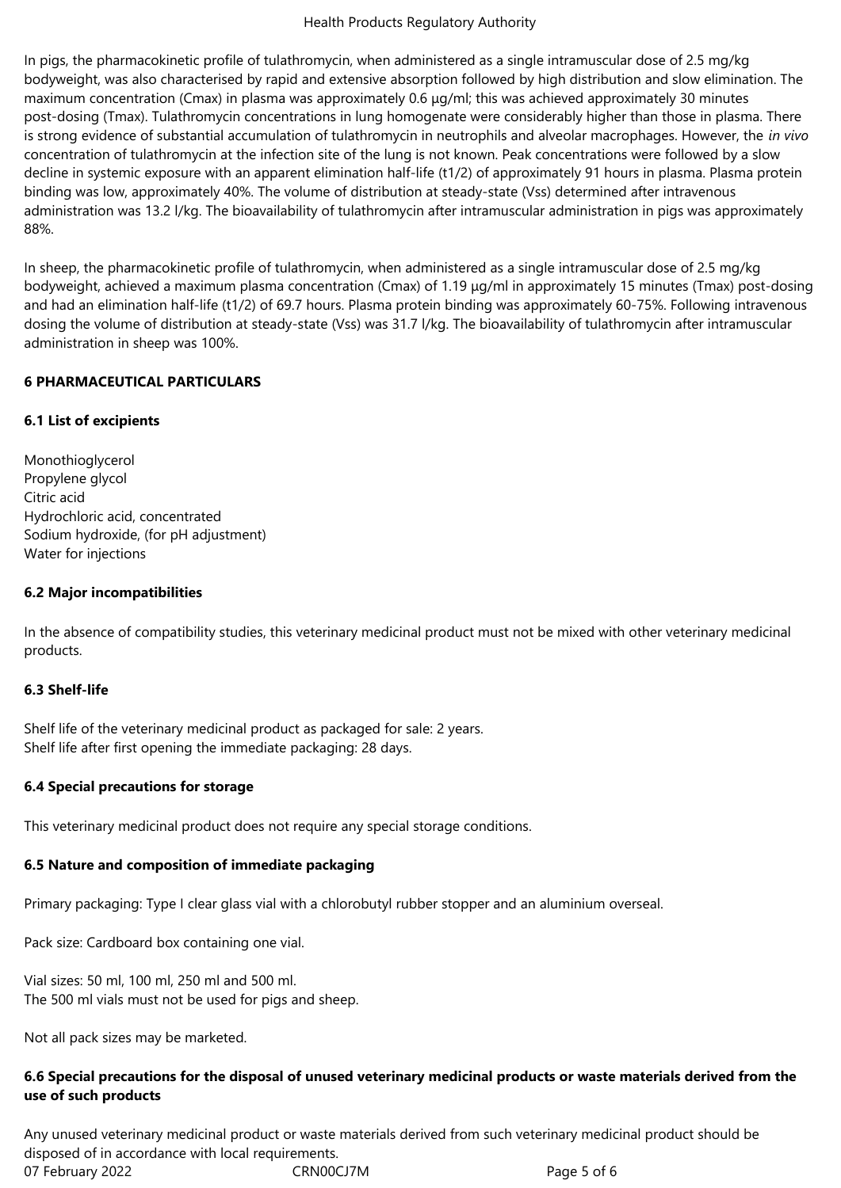In pigs, the pharmacokinetic profile of tulathromycin, when administered as a single intramuscular dose of 2.5 mg/kg bodyweight, was also characterised by rapid and extensive absorption followed by high distribution and slow elimination. The maximum concentration (Cmax) in plasma was approximately 0.6 µg/ml; this was achieved approximately 30 minutes post-dosing (Tmax). Tulathromycin concentrations in lung homogenate were considerably higher than those in plasma. There is strong evidence of substantial accumulation of tulathromycin in neutrophils and alveolar macrophages. However, the *in vivo* concentration of tulathromycin at the infection site of the lung is not known. Peak concentrations were followed by a slow decline in systemic exposure with an apparent elimination half-life (t1/2) of approximately 91 hours in plasma. Plasma protein binding was low, approximately 40%. The volume of distribution at steady-state (Vss) determined after intravenous administration was 13.2 l/kg. The bioavailability of tulathromycin after intramuscular administration in pigs was approximately 88%.

In sheep, the pharmacokinetic profile of tulathromycin, when administered as a single intramuscular dose of 2.5 mg/kg bodyweight, achieved a maximum plasma concentration (Cmax) of 1.19 µg/ml in approximately 15 minutes (Tmax) post-dosing and had an elimination half-life (t1/2) of 69.7 hours. Plasma protein binding was approximately 60-75%. Following intravenous dosing the volume of distribution at steady-state (Vss) was 31.7 l/kg. The bioavailability of tulathromycin after intramuscular administration in sheep was 100%.

## 6 PHARMACEUTICAL PARTICULARS

### 6.1 List of excipients

Monothioglycerol
Propylene glycol
Citric acid
Hydrochloric acid, concentrated
Sodium hydroxide, (for pH adjustment)
Water for injections

### 6.2 Major incompatibilities

In the absence of compatibility studies, this veterinary medicinal product must not be mixed with other veterinary medicinal products.

### 6.3 Shelf-life

Shelf life of the veterinary medicinal product as packaged for sale: 2 years.
Shelf life after first opening the immediate packaging: 28 days.

### 6.4 Special precautions for storage

This veterinary medicinal product does not require any special storage conditions.

### 6.5 Nature and composition of immediate packaging

Primary packaging: Type I clear glass vial with a chlorobutyl rubber stopper and an aluminium overseal.

Pack size: Cardboard box containing one vial.

Vial sizes: 50 ml, 100 ml, 250 ml and 500 ml.
The 500 ml vials must not be used for pigs and sheep.

Not all pack sizes may be marketed.

### 6.6 Special precautions for the disposal of unused veterinary medicinal products or waste materials derived from the use of such products

Any unused veterinary medicinal product or waste materials derived from such veterinary medicinal product should be disposed of in accordance with local requirements.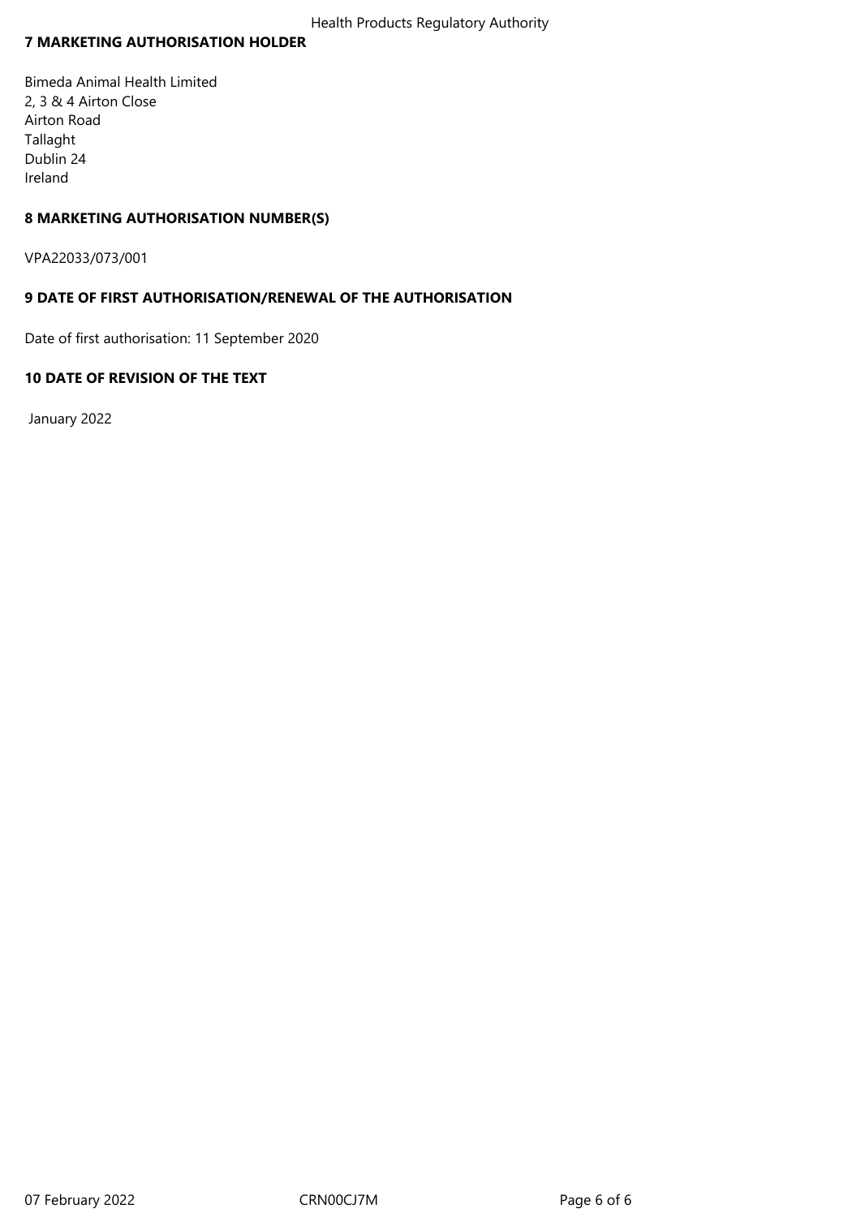## 7 MARKETING AUTHORISATION HOLDER

Bimeda Animal Health Limited
2, 3 & 4 Airton Close
Airton Road
Tallaght
Dublin 24
Ireland

## 8 MARKETING AUTHORISATION NUMBER(S)

VPA22033/073/001

## 9 DATE OF FIRST AUTHORISATION/RENEWAL OF THE AUTHORISATION

Date of first authorisation: 11 September 2020

## 10 DATE OF REVISION OF THE TEXT

January 2022